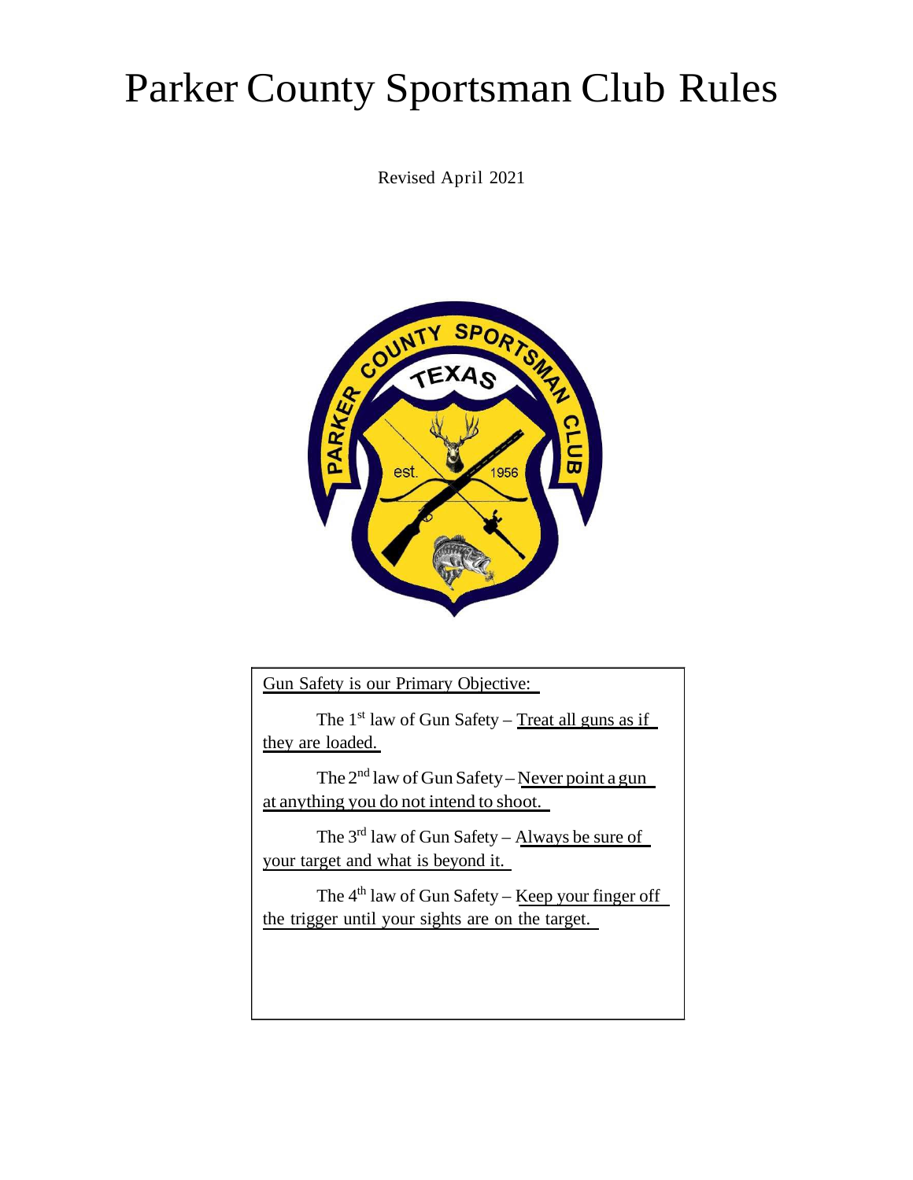# Parker County Sportsman Club Rules

Revised April 2021

Gun Safety is our Primary Objective:

The 1st law of Gun Safety – Treat all guns as if they are loaded.

The 2nd law of Gun Safety – Never point a gun at anything you do not intend to shoot.

The 3rd law of Gun Safety – Always be sure of your target and what is beyond it.

The 4th law of Gun Safety – Keep your finger off the trigger until your sights are on the target.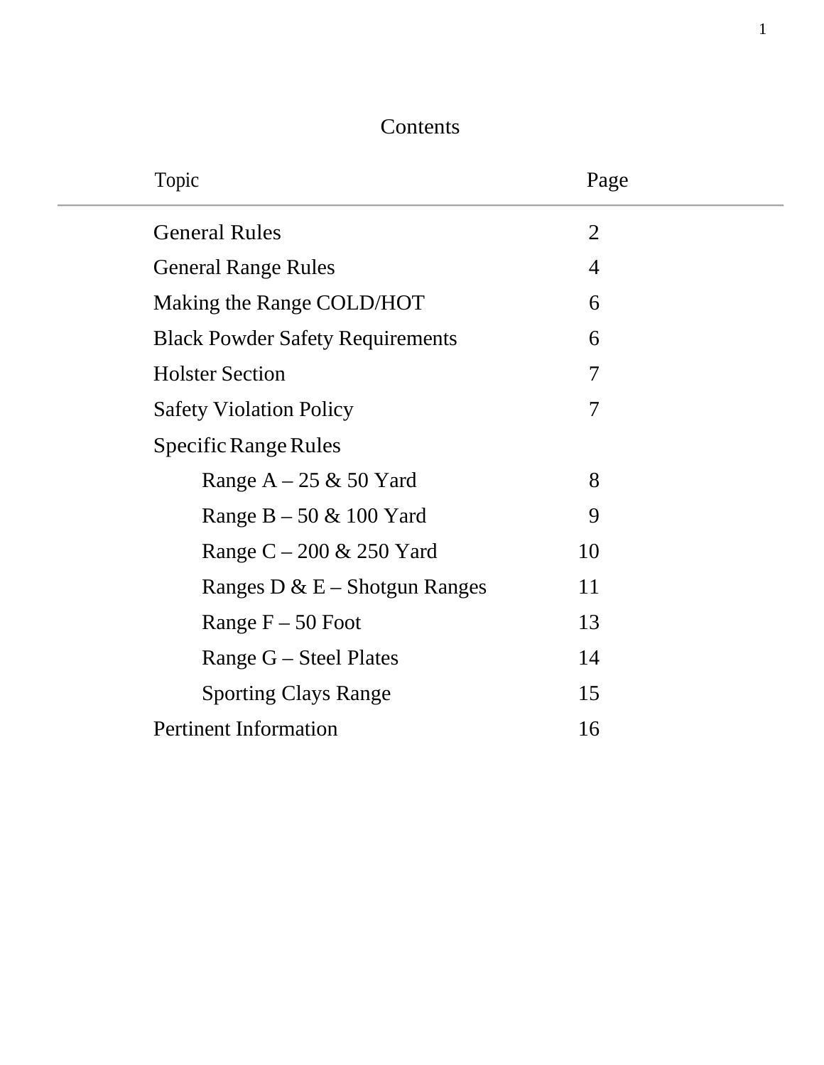# Contents

| Topic | Page |
|---|---|
| General Rules | 2 |
| General Range Rules | 4 |
| Making the Range COLD/HOT | 6 |
| Black Powder Safety Requirements | 6 |
| Holster Section | 7 |
| Safety Violation Policy | 7 |
| Specific Range Rules | |
| Range A – 25 & 50 Yard | 8 |
| Range B – 50 & 100 Yard | 9 |
| Range C – 200 & 250 Yard | 10 |
| Ranges D & E – Shotgun Ranges | 11 |
| Range F – 50 Foot | 13 |
| Range G – Steel Plates | 14 |
| Sporting Clays Range | 15 |
| Pertinent Information | 16 |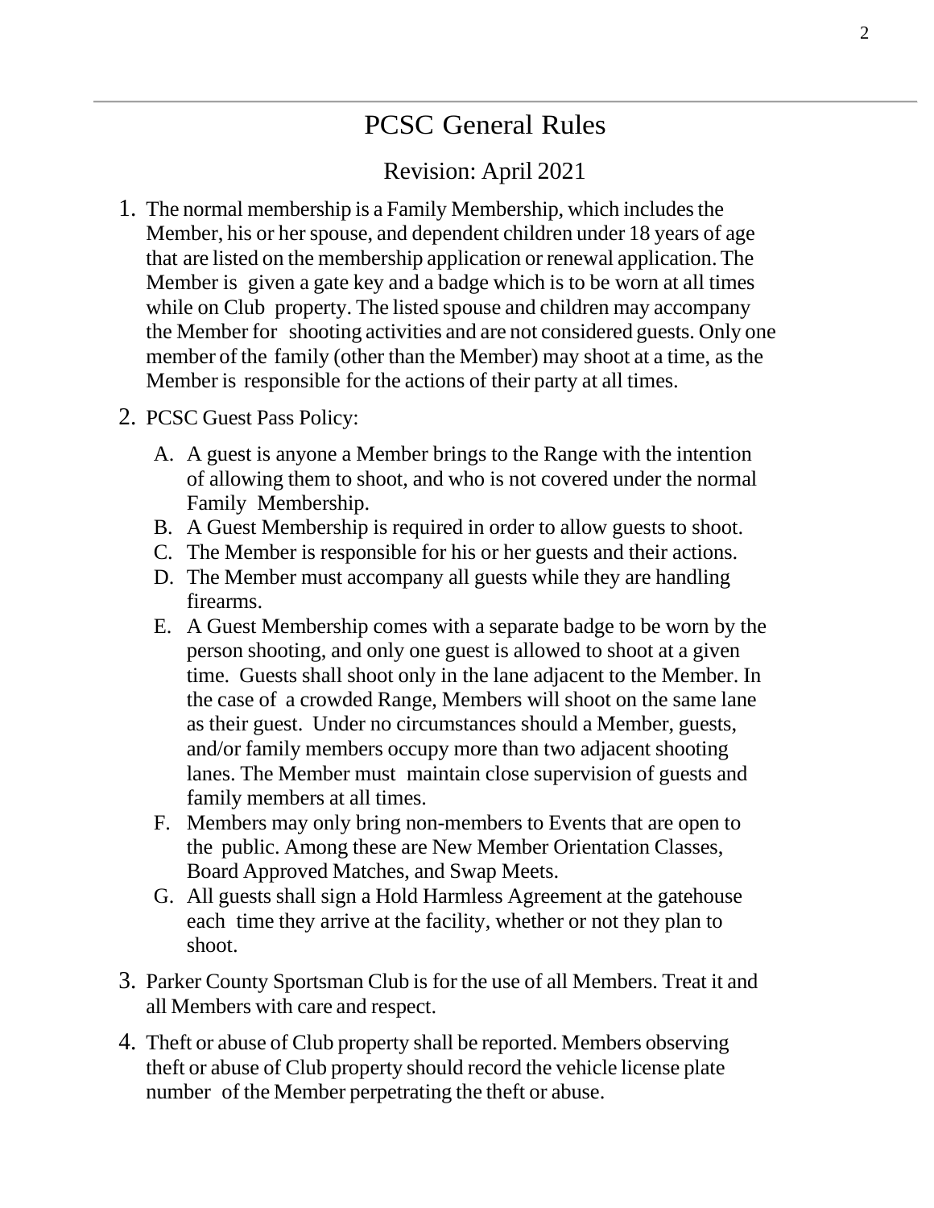# PCSC General Rules

Revision: April 2021

1. The normal membership is a Family Membership, which includes the Member, his or her spouse, and dependent children under 18 years of age that are listed on the membership application or renewal application. The Member is given a gate key and a badge which is to be worn at all times while on Club property. The listed spouse and children may accompany the Member for shooting activities and are not considered guests. Only one member of the family (other than the Member) may shoot at a time, as the Member is responsible for the actions of their party at all times.

2. PCSC Guest Pass Policy:

   A. A guest is anyone a Member brings to the Range with the intention of allowing them to shoot, and who is not covered under the normal Family Membership.
   B. A Guest Membership is required in order to allow guests to shoot.
   C. The Member is responsible for his or her guests and their actions.
   D. The Member must accompany all guests while they are handling firearms.
   E. A Guest Membership comes with a separate badge to be worn by the person shooting, and only one guest is allowed to shoot at a given time. Guests shall shoot only in the lane adjacent to the Member. In the case of a crowded Range, Members will shoot on the same lane as their guest. Under no circumstances should a Member, guests, and/or family members occupy more than two adjacent shooting lanes. The Member must maintain close supervision of guests and family members at all times.
   F. Members may only bring non-members to Events that are open to the public. Among these are New Member Orientation Classes, Board Approved Matches, and Swap Meets.
   G. All guests shall sign a Hold Harmless Agreement at the gatehouse each time they arrive at the facility, whether or not they plan to shoot.

3. Parker County Sportsman Club is for the use of all Members. Treat it and all Members with care and respect.

4. Theft or abuse of Club property shall be reported. Members observing theft or abuse of Club property should record the vehicle license plate number of the Member perpetrating the theft or abuse.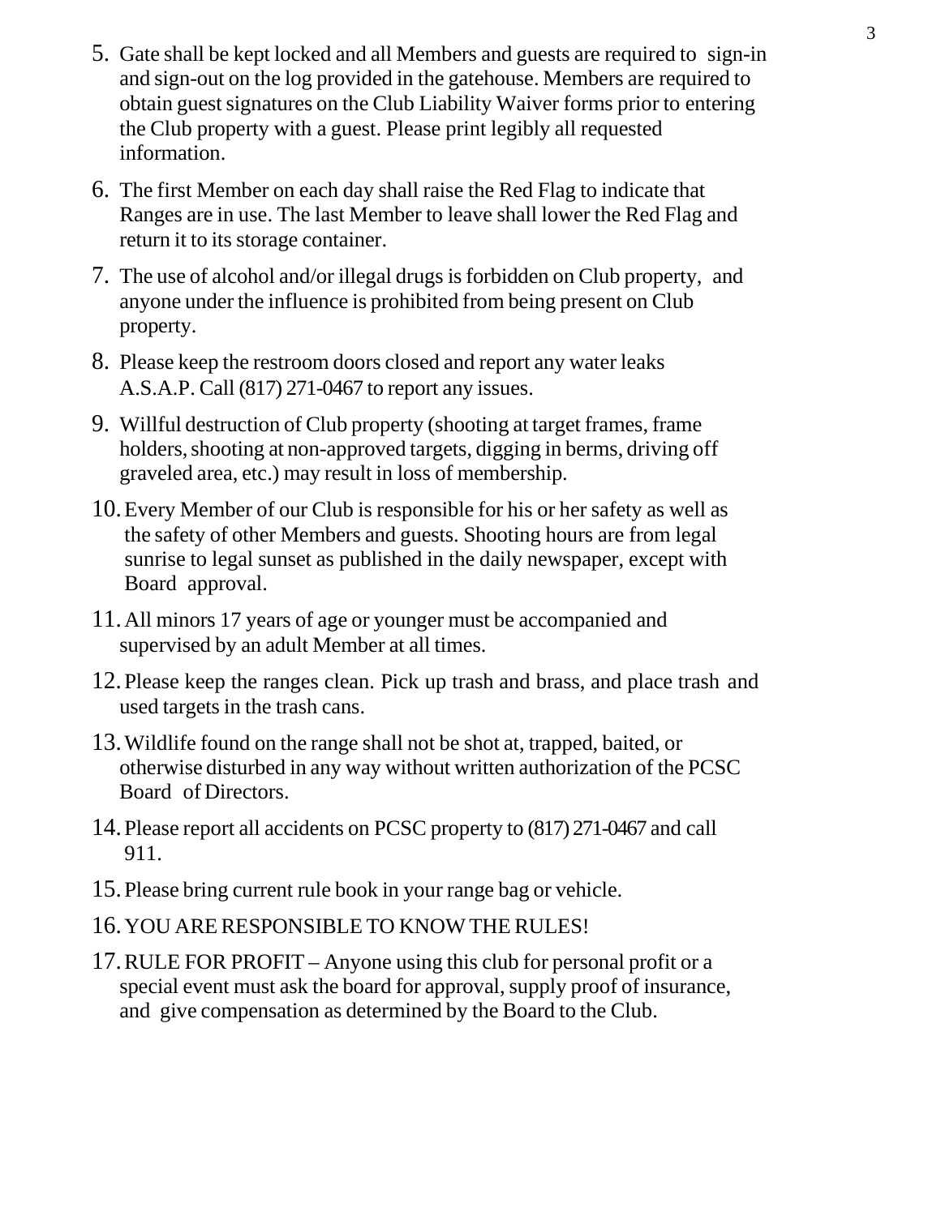5. Gate shall be kept locked and all Members and guests are required to sign-in and sign-out on the log provided in the gatehouse. Members are required to obtain guest signatures on the Club Liability Waiver forms prior to entering the Club property with a guest. Please print legibly all requested information.

6. The first Member on each day shall raise the Red Flag to indicate that Ranges are in use. The last Member to leave shall lower the Red Flag and return it to its storage container.

7. The use of alcohol and/or illegal drugs is forbidden on Club property, and anyone under the influence is prohibited from being present on Club property.

8. Please keep the restroom doors closed and report any water leaks A.S.A.P. Call (817) 271-0467 to report any issues.

9. Willful destruction of Club property (shooting at target frames, frame holders, shooting at non-approved targets, digging in berms, driving off graveled area, etc.) may result in loss of membership.

10. Every Member of our Club is responsible for his or her safety as well as the safety of other Members and guests. Shooting hours are from legal sunrise to legal sunset as published in the daily newspaper, except with Board approval.

11. All minors 17 years of age or younger must be accompanied and supervised by an adult Member at all times.

12. Please keep the ranges clean. Pick up trash and brass, and place trash and used targets in the trash cans.

13. Wildlife found on the range shall not be shot at, trapped, baited, or otherwise disturbed in any way without written authorization of the PCSC Board of Directors.

14. Please report all accidents on PCSC property to (817) 271-0467 and call 911.

15. Please bring current rule book in your range bag or vehicle.

16. YOU ARE RESPONSIBLE TO KNOW THE RULES!

17. RULE FOR PROFIT – Anyone using this club for personal profit or a special event must ask the board for approval, supply proof of insurance, and give compensation as determined by the Board to the Club.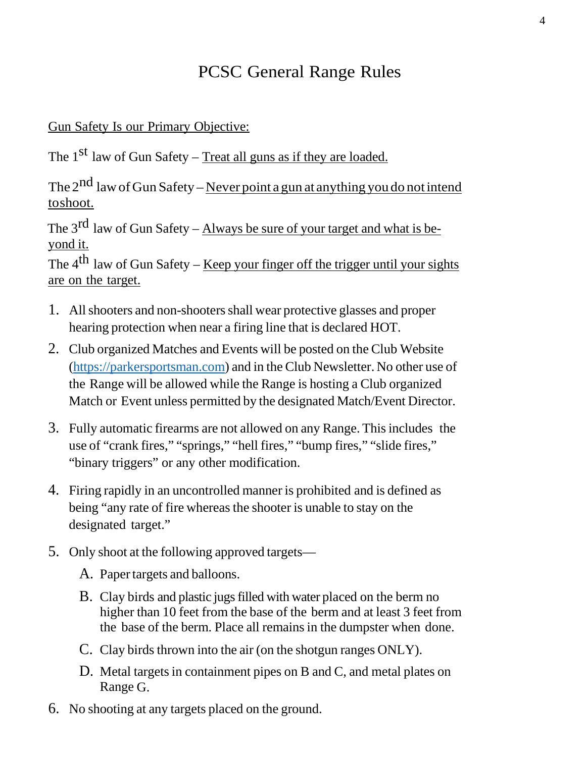# PCSC General Range Rules

Gun Safety Is our Primary Objective:

The 1st law of Gun Safety – Treat all guns as if they are loaded.

The 2nd law of Gun Safety – Never point a gun at anything you do not intend toshoot.

The 3rd law of Gun Safety – Always be sure of your target and what is be-yond it.

The 4th law of Gun Safety – Keep your finger off the trigger until your sights are on the target.

1. All shooters and non-shooters shall wear protective glasses and proper hearing protection when near a firing line that is declared HOT.
2. Club organized Matches and Events will be posted on the Club Website ([https://parkersportsman.com](https://parkersportsman.com)) and in the Club Newsletter. No other use of the Range will be allowed while the Range is hosting a Club organized Match or Event unless permitted by the designated Match/Event Director.
3. Fully automatic firearms are not allowed on any Range. This includes the use of "crank fires," "springs," "hell fires," "bump fires," "slide fires," "binary triggers" or any other modification.
4. Firing rapidly in an uncontrolled manner is prohibited and is defined as being "any rate of fire whereas the shooter is unable to stay on the designated target."
5. Only shoot at the following approved targets—
   - A. Paper targets and balloons.
   - B. Clay birds and plastic jugs filled with water placed on the berm no higher than 10 feet from the base of the berm and at least 3 feet from the base of the berm. Place all remains in the dumpster when done.
   - C. Clay birds thrown into the air (on the shotgun ranges ONLY).
   - D. Metal targets in containment pipes on B and C, and metal plates on Range G.
6. No shooting at any targets placed on the ground.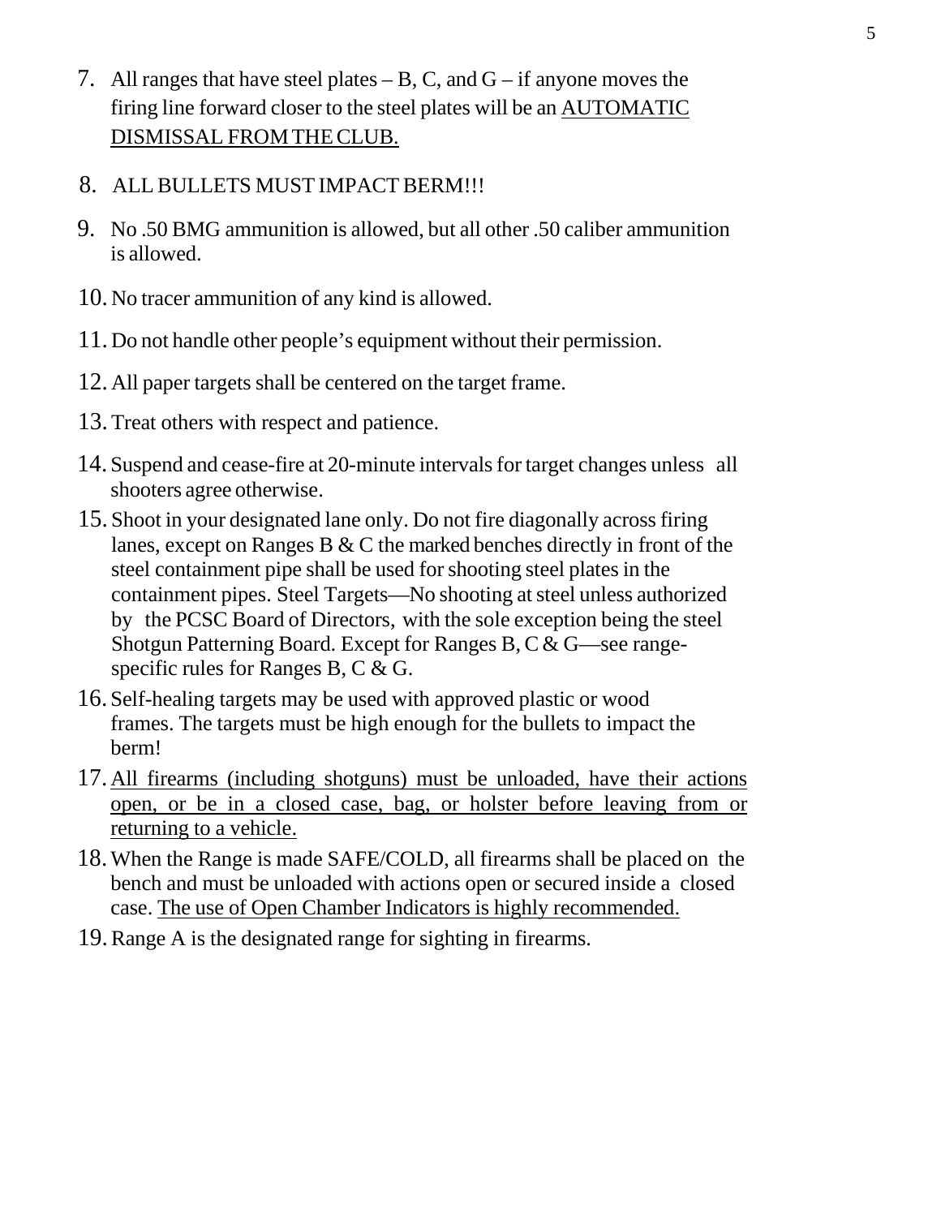7. All ranges that have steel plates – B, C, and G – if anyone moves the firing line forward closer to the steel plates will be an <u>AUTOMATIC DISMISSAL FROM THE CLUB.</u>

8. ALL BULLETS MUST IMPACT BERM!!!

9. No .50 BMG ammunition is allowed, but all other .50 caliber ammunition is allowed.

10. No tracer ammunition of any kind is allowed.

11. Do not handle other people's equipment without their permission.

12. All paper targets shall be centered on the target frame.

13. Treat others with respect and patience.

14. Suspend and cease-fire at 20-minute intervals for target changes unless all shooters agree otherwise.

15. Shoot in your designated lane only. Do not fire diagonally across firing lanes, except on Ranges B & C the marked benches directly in front of the steel containment pipe shall be used for shooting steel plates in the containment pipes. Steel Targets—No shooting at steel unless authorized by the PCSC Board of Directors, with the sole exception being the steel Shotgun Patterning Board. Except for Ranges B, C & G—see range-specific rules for Ranges B, C & G.

16. Self-healing targets may be used with approved plastic or wood frames. The targets must be high enough for the bullets to impact the berm!

17. <u>All firearms (including shotguns) must be unloaded, have their actions open, or be in a closed case, bag, or holster before leaving from or returning to a vehicle.</u>

18. When the Range is made SAFE/COLD, all firearms shall be placed on the bench and must be unloaded with actions open or secured inside a closed case. <u>The use of Open Chamber Indicators is highly recommended.</u>

19. Range A is the designated range for sighting in firearms.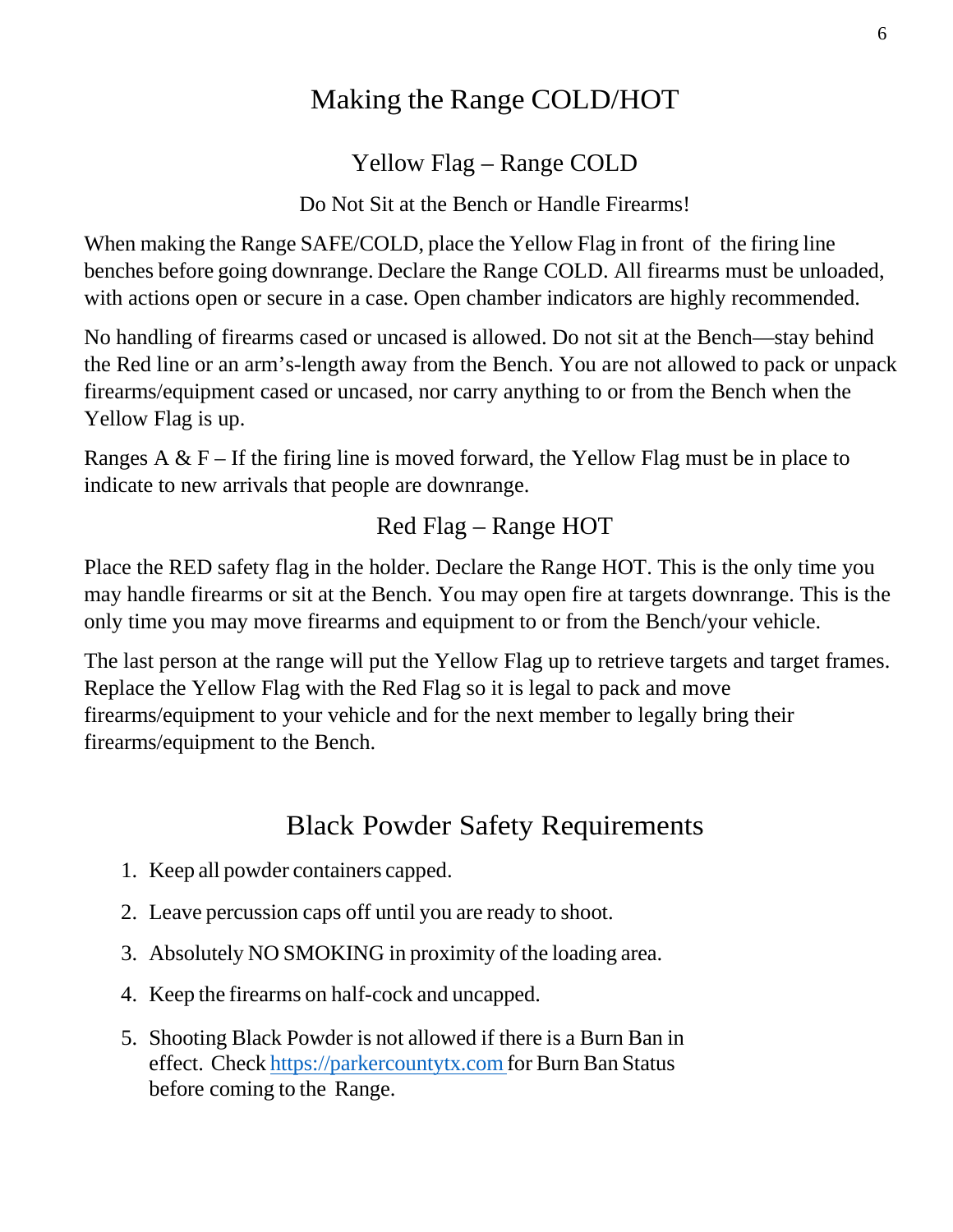# Making the Range COLD/HOT

## Yellow Flag – Range COLD

Do Not Sit at the Bench or Handle Firearms!

When making the Range SAFE/COLD, place the Yellow Flag in front of the firing line benches before going downrange. Declare the Range COLD. All firearms must be unloaded, with actions open or secure in a case. Open chamber indicators are highly recommended.

No handling of firearms cased or uncased is allowed. Do not sit at the Bench—stay behind the Red line or an arm's-length away from the Bench. You are not allowed to pack or unpack firearms/equipment cased or uncased, nor carry anything to or from the Bench when the Yellow Flag is up.

Ranges A & F – If the firing line is moved forward, the Yellow Flag must be in place to indicate to new arrivals that people are downrange.

## Red Flag – Range HOT

Place the RED safety flag in the holder. Declare the Range HOT. This is the only time you may handle firearms or sit at the Bench. You may open fire at targets downrange. This is the only time you may move firearms and equipment to or from the Bench/your vehicle.

The last person at the range will put the Yellow Flag up to retrieve targets and target frames. Replace the Yellow Flag with the Red Flag so it is legal to pack and move firearms/equipment to your vehicle and for the next member to legally bring their firearms/equipment to the Bench.

# Black Powder Safety Requirements

1. Keep all powder containers capped.
2. Leave percussion caps off until you are ready to shoot.
3. Absolutely NO SMOKING in proximity of the loading area.
4. Keep the firearms on half-cock and uncapped.
5. Shooting Black Powder is not allowed if there is a Burn Ban in effect. Check [https://parkercountytx.com](https://parkercountytx.com) for Burn Ban Status before coming to the Range.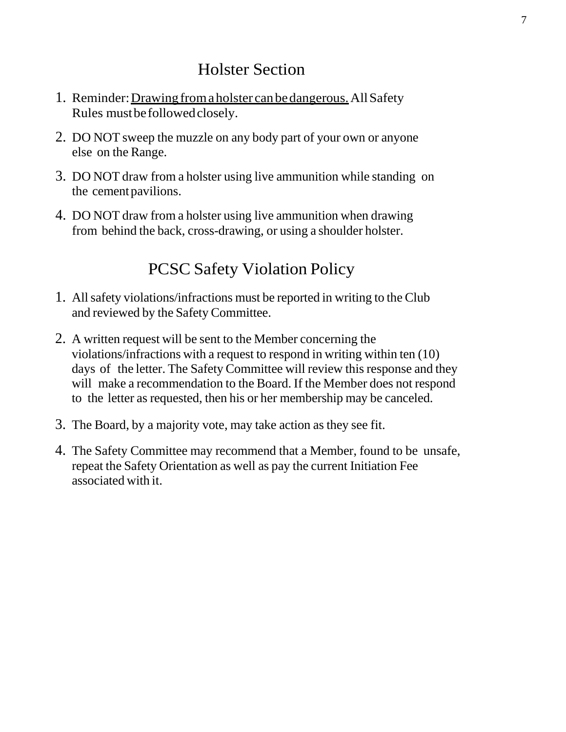## Holster Section

1. Reminder: <u>Drawing from a holster can be dangerous.</u> All Safety Rules must be followed closely.
2. DO NOT sweep the muzzle on any body part of your own or anyone else on the Range.
3. DO NOT draw from a holster using live ammunition while standing on the cement pavilions.
4. DO NOT draw from a holster using live ammunition when drawing from behind the back, cross-drawing, or using a shoulder holster.

## PCSC Safety Violation Policy

1. All safety violations/infractions must be reported in writing to the Club and reviewed by the Safety Committee.
2. A written request will be sent to the Member concerning the violations/infractions with a request to respond in writing within ten (10) days of the letter. The Safety Committee will review this response and they will make a recommendation to the Board. If the Member does not respond to the letter as requested, then his or her membership may be canceled.
3. The Board, by a majority vote, may take action as they see fit.
4. The Safety Committee may recommend that a Member, found to be unsafe, repeat the Safety Orientation as well as pay the current Initiation Fee associated with it.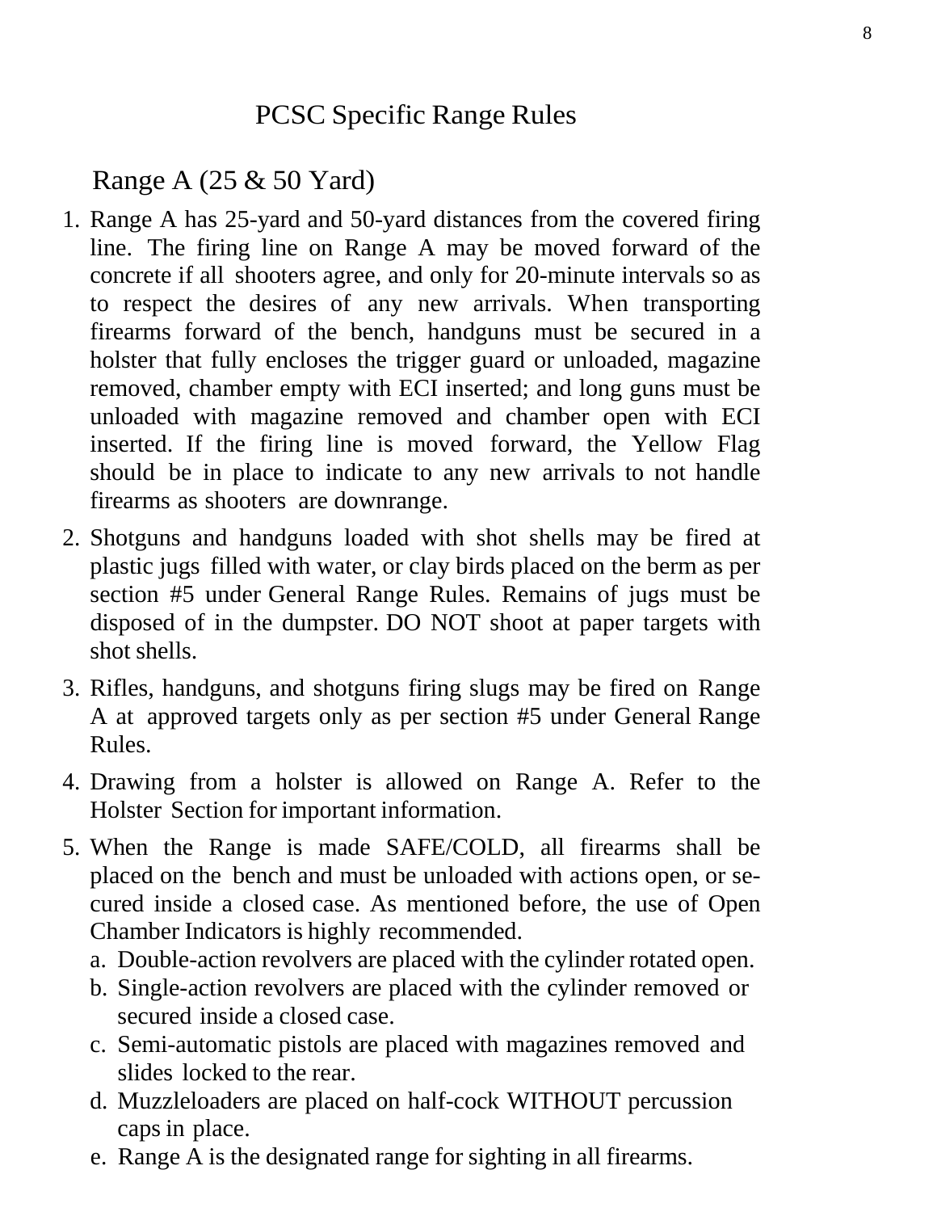# PCSC Specific Range Rules

## Range A (25 & 50 Yard)

1. Range A has 25-yard and 50-yard distances from the covered firing line. The firing line on Range A may be moved forward of the concrete if all shooters agree, and only for 20-minute intervals so as to respect the desires of any new arrivals. When transporting firearms forward of the bench, handguns must be secured in a holster that fully encloses the trigger guard or unloaded, magazine removed, chamber empty with ECI inserted; and long guns must be unloaded with magazine removed and chamber open with ECI inserted. If the firing line is moved forward, the Yellow Flag should be in place to indicate to any new arrivals to not handle firearms as shooters are downrange.
2. Shotguns and handguns loaded with shot shells may be fired at plastic jugs filled with water, or clay birds placed on the berm as per section #5 under General Range Rules. Remains of jugs must be disposed of in the dumpster. DO NOT shoot at paper targets with shot shells.
3. Rifles, handguns, and shotguns firing slugs may be fired on Range A at approved targets only as per section #5 under General Range Rules.
4. Drawing from a holster is allowed on Range A. Refer to the Holster Section for important information.
5. When the Range is made SAFE/COLD, all firearms shall be placed on the bench and must be unloaded with actions open, or secured inside a closed case. As mentioned before, the use of Open Chamber Indicators is highly recommended.
   a. Double-action revolvers are placed with the cylinder rotated open.
   b. Single-action revolvers are placed with the cylinder removed or secured inside a closed case.
   c. Semi-automatic pistols are placed with magazines removed and slides locked to the rear.
   d. Muzzleloaders are placed on half-cock WITHOUT percussion caps in place.
   e. Range A is the designated range for sighting in all firearms.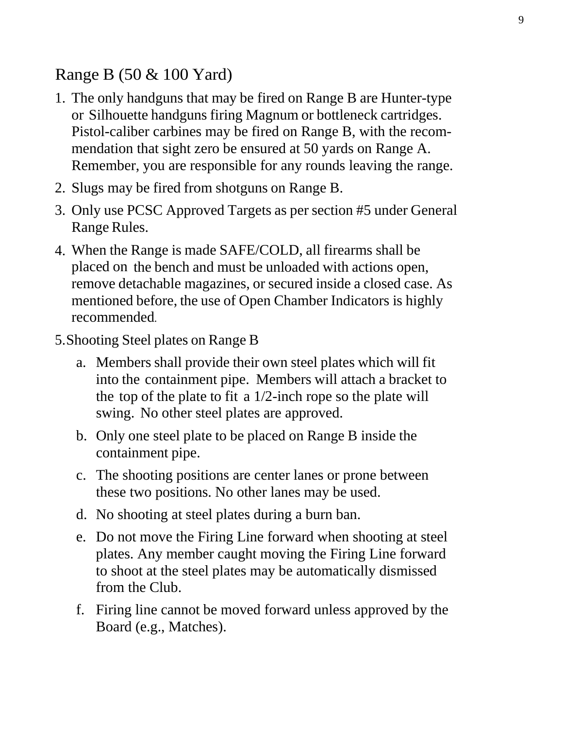## Range B (50 & 100 Yard)

1. The only handguns that may be fired on Range B are Hunter-type or Silhouette handguns firing Magnum or bottleneck cartridges. Pistol-caliber carbines may be fired on Range B, with the recommendation that sight zero be ensured at 50 yards on Range A. Remember, you are responsible for any rounds leaving the range.
2. Slugs may be fired from shotguns on Range B.
3. Only use PCSC Approved Targets as per section #5 under General Range Rules.
4. When the Range is made SAFE/COLD, all firearms shall be placed on the bench and must be unloaded with actions open, remove detachable magazines, or secured inside a closed case. As mentioned before, the use of Open Chamber Indicators is highly recommended.
5. Shooting Steel plates on Range B
    a. Members shall provide their own steel plates which will fit into the containment pipe. Members will attach a bracket to the top of the plate to fit a 1/2-inch rope so the plate will swing. No other steel plates are approved.
    b. Only one steel plate to be placed on Range B inside the containment pipe.
    c. The shooting positions are center lanes or prone between these two positions. No other lanes may be used.
    d. No shooting at steel plates during a burn ban.
    e. Do not move the Firing Line forward when shooting at steel plates. Any member caught moving the Firing Line forward to shoot at the steel plates may be automatically dismissed from the Club.
    f. Firing line cannot be moved forward unless approved by the Board (e.g., Matches).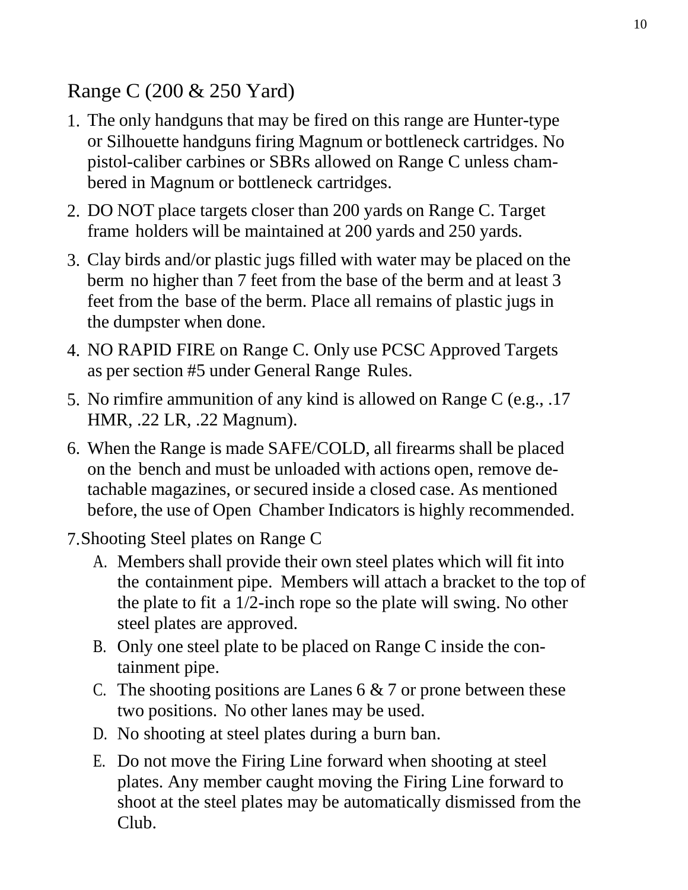## Range C (200 & 250 Yard)

1. The only handguns that may be fired on this range are Hunter-type or Silhouette handguns firing Magnum or bottleneck cartridges. No pistol-caliber carbines or SBRs allowed on Range C unless chambered in Magnum or bottleneck cartridges.
2. DO NOT place targets closer than 200 yards on Range C. Target frame holders will be maintained at 200 yards and 250 yards.
3. Clay birds and/or plastic jugs filled with water may be placed on the berm no higher than 7 feet from the base of the berm and at least 3 feet from the base of the berm. Place all remains of plastic jugs in the dumpster when done.
4. NO RAPID FIRE on Range C. Only use PCSC Approved Targets as per section #5 under General Range Rules.
5. No rimfire ammunition of any kind is allowed on Range C (e.g., .17 HMR, .22 LR, .22 Magnum).
6. When the Range is made SAFE/COLD, all firearms shall be placed on the bench and must be unloaded with actions open, remove detachable magazines, or secured inside a closed case. As mentioned before, the use of Open Chamber Indicators is highly recommended.
7. Shooting Steel plates on Range C
   - A. Members shall provide their own steel plates which will fit into the containment pipe. Members will attach a bracket to the top of the plate to fit a 1/2-inch rope so the plate will swing. No other steel plates are approved.
   - B. Only one steel plate to be placed on Range C inside the containment pipe.
   - C. The shooting positions are Lanes 6 & 7 or prone between these two positions. No other lanes may be used.
   - D. No shooting at steel plates during a burn ban.
   - E. Do not move the Firing Line forward when shooting at steel plates. Any member caught moving the Firing Line forward to shoot at the steel plates may be automatically dismissed from the Club.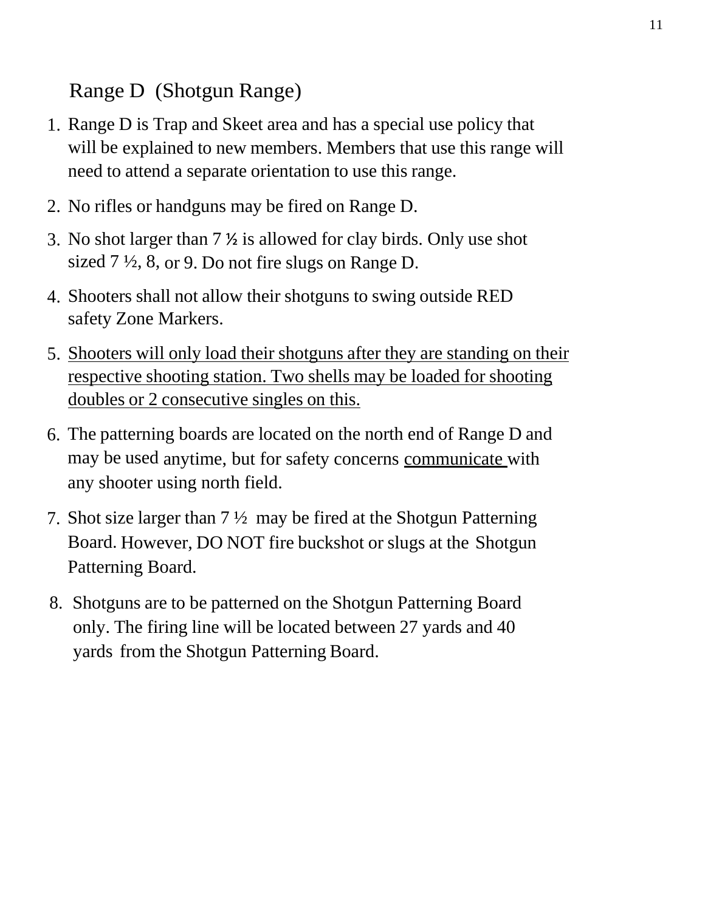## Range D (Shotgun Range)

1. Range D is Trap and Skeet area and has a special use policy that will be explained to new members. Members that use this range will need to attend a separate orientation to use this range.
2. No rifles or handguns may be fired on Range D.
3. No shot larger than 7 ½ is allowed for clay birds. Only use shot sized 7 ½, 8, or 9. Do not fire slugs on Range D.
4. Shooters shall not allow their shotguns to swing outside RED safety Zone Markers.
5. <u>Shooters will only load their shotguns after they are standing on their respective shooting station. Two shells may be loaded for shooting doubles or 2 consecutive singles on this.</u>
6. The patterning boards are located on the north end of Range D and may be used anytime, but for safety concerns <u>communicate</u> with any shooter using north field.
7. Shot size larger than 7 ½ may be fired at the Shotgun Patterning Board. However, DO NOT fire buckshot or slugs at the Shotgun Patterning Board.
8. Shotguns are to be patterned on the Shotgun Patterning Board only. The firing line will be located between 27 yards and 40 yards from the Shotgun Patterning Board.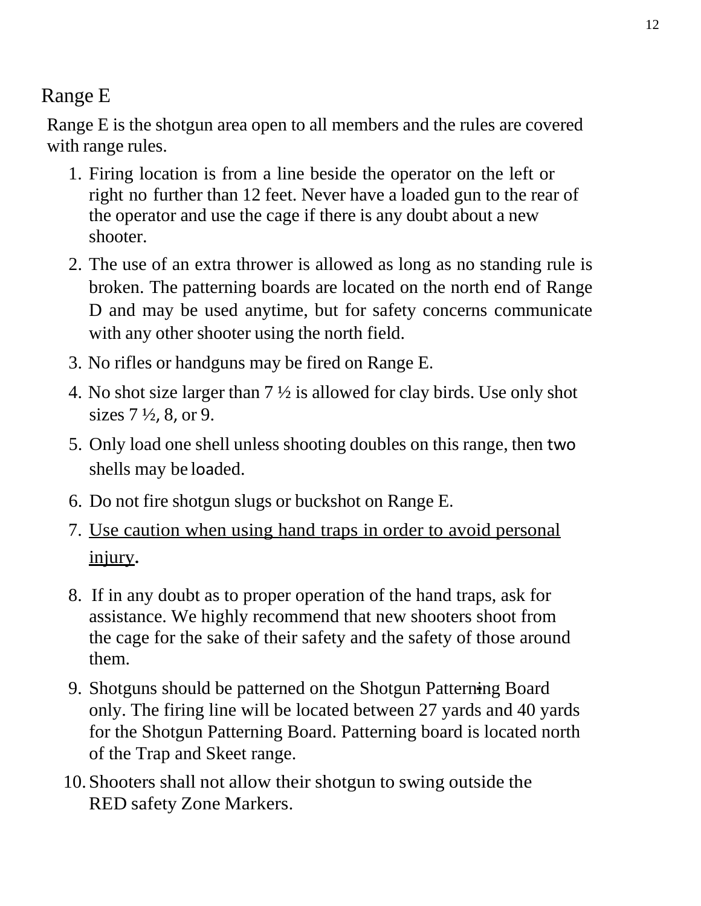## Range E

Range E is the shotgun area open to all members and the rules are covered with range rules.

1. Firing location is from a line beside the operator on the left or right no further than 12 feet. Never have a loaded gun to the rear of the operator and use the cage if there is any doubt about a new shooter.
2. The use of an extra thrower is allowed as long as no standing rule is broken. The patterning boards are located on the north end of Range D and may be used anytime, but for safety concerns communicate with any other shooter using the north field.
3. No rifles or handguns may be fired on Range E.
4. No shot size larger than 7 ½ is allowed for clay birds. Use only shot sizes 7 ½, 8, or 9.
5. Only load one shell unless shooting doubles on this range, then two shells may be loaded.
6. Do not fire shotgun slugs or buckshot on Range E.
7. <u>Use caution when using hand traps in order to avoid personal injury</u>.
8. If in any doubt as to proper operation of the hand traps, ask for assistance. We highly recommend that new shooters shoot from the cage for the sake of their safety and the safety of those around them.
9. Shotguns should be patterned on the Shotgun Patterning Board only. The firing line will be located between 27 yards and 40 yards for the Shotgun Patterning Board. Patterning board is located north of the Trap and Skeet range.
10. Shooters shall not allow their shotgun to swing outside the RED safety Zone Markers.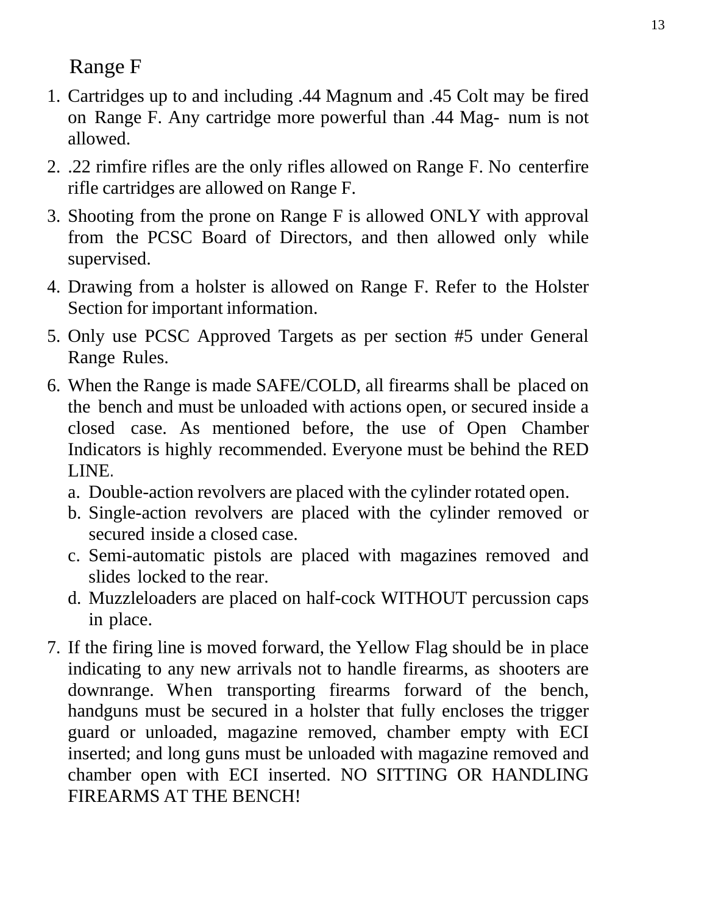## Range F

1. Cartridges up to and including .44 Magnum and .45 Colt may be fired on Range F. Any cartridge more powerful than .44 Magnum is not allowed.
2. .22 rimfire rifles are the only rifles allowed on Range F. No centerfire rifle cartridges are allowed on Range F.
3. Shooting from the prone on Range F is allowed ONLY with approval from the PCSC Board of Directors, and then allowed only while supervised.
4. Drawing from a holster is allowed on Range F. Refer to the Holster Section for important information.
5. Only use PCSC Approved Targets as per section #5 under General Range Rules.
6. When the Range is made SAFE/COLD, all firearms shall be placed on the bench and must be unloaded with actions open, or secured inside a closed case. As mentioned before, the use of Open Chamber Indicators is highly recommended. Everyone must be behind the RED LINE.
   a. Double-action revolvers are placed with the cylinder rotated open.
   b. Single-action revolvers are placed with the cylinder removed or secured inside a closed case.
   c. Semi-automatic pistols are placed with magazines removed and slides locked to the rear.
   d. Muzzleloaders are placed on half-cock WITHOUT percussion caps in place.
7. If the firing line is moved forward, the Yellow Flag should be in place indicating to any new arrivals not to handle firearms, as shooters are downrange. When transporting firearms forward of the bench, handguns must be secured in a holster that fully encloses the trigger guard or unloaded, magazine removed, chamber empty with ECI inserted; and long guns must be unloaded with magazine removed and chamber open with ECI inserted. NO SITTING OR HANDLING FIREARMS AT THE BENCH!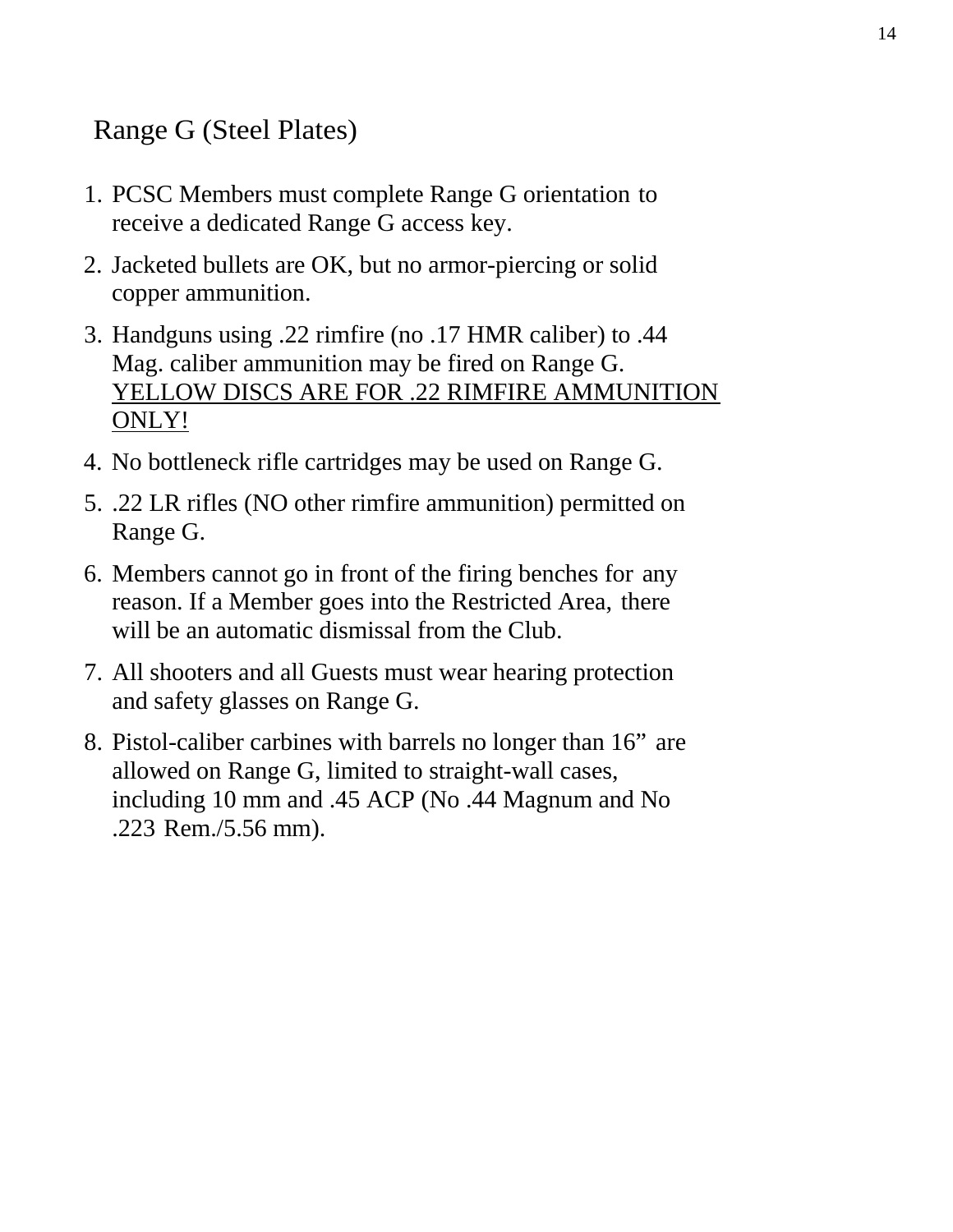## Range G (Steel Plates)

1. PCSC Members must complete Range G orientation to receive a dedicated Range G access key.
2. Jacketed bullets are OK, but no armor-piercing or solid copper ammunition.
3. Handguns using .22 rimfire (no .17 HMR caliber) to .44 Mag. caliber ammunition may be fired on Range G. <u>YELLOW DISCS ARE FOR .22 RIMFIRE AMMUNITION ONLY!</u>
4. No bottleneck rifle cartridges may be used on Range G.
5. .22 LR rifles (NO other rimfire ammunition) permitted on Range G.
6. Members cannot go in front of the firing benches for any reason. If a Member goes into the Restricted Area, there will be an automatic dismissal from the Club.
7. All shooters and all Guests must wear hearing protection and safety glasses on Range G.
8. Pistol-caliber carbines with barrels no longer than 16” are allowed on Range G, limited to straight-wall cases, including 10 mm and .45 ACP (No .44 Magnum and No .223 Rem./5.56 mm).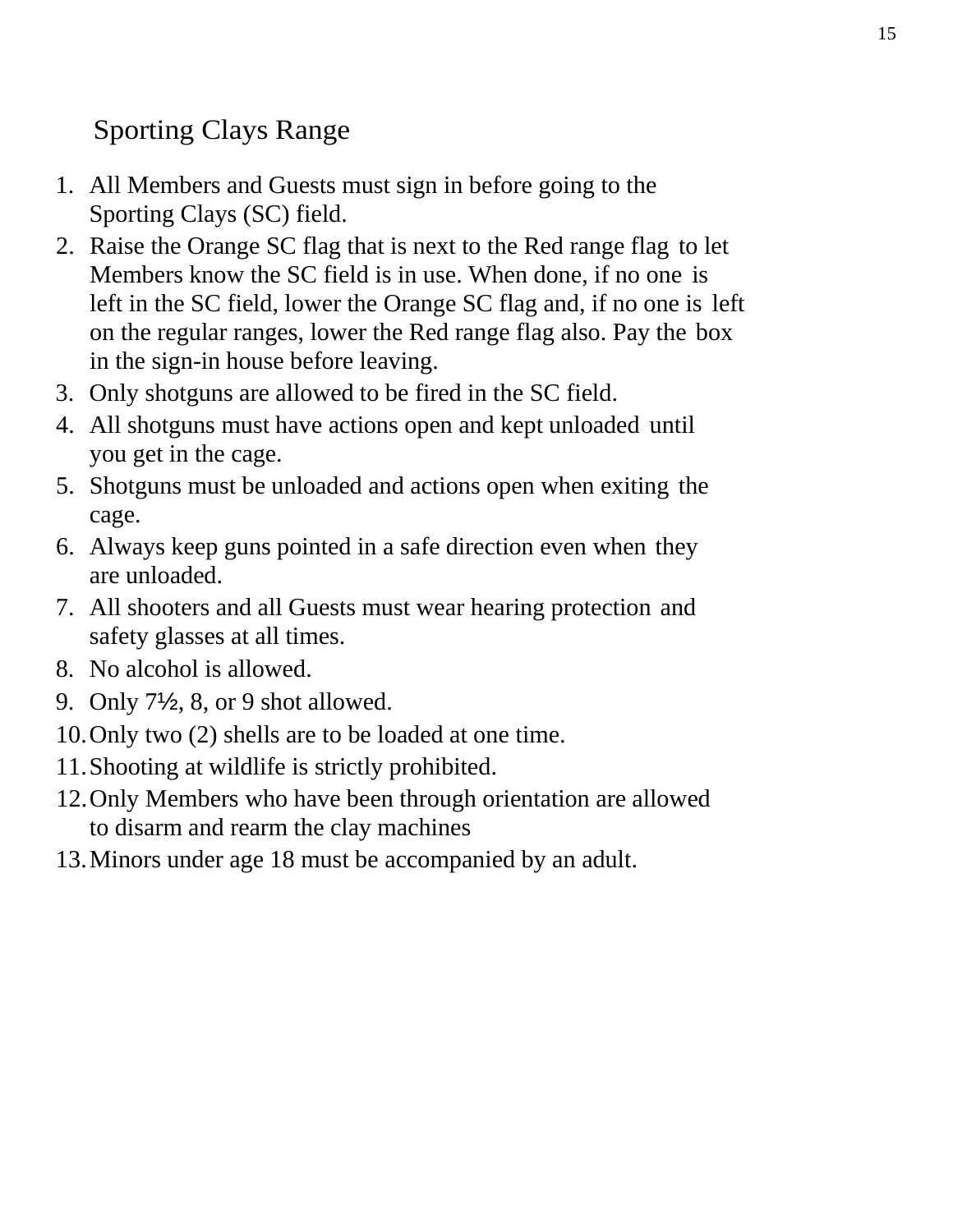## Sporting Clays Range

1. All Members and Guests must sign in before going to the Sporting Clays (SC) field.
2. Raise the Orange SC flag that is next to the Red range flag to let Members know the SC field is in use. When done, if no one is left in the SC field, lower the Orange SC flag and, if no one is left on the regular ranges, lower the Red range flag also. Pay the box in the sign-in house before leaving.
3. Only shotguns are allowed to be fired in the SC field.
4. All shotguns must have actions open and kept unloaded until you get in the cage.
5. Shotguns must be unloaded and actions open when exiting the cage.
6. Always keep guns pointed in a safe direction even when they are unloaded.
7. All shooters and all Guests must wear hearing protection and safety glasses at all times.
8. No alcohol is allowed.
9. Only 7½, 8, or 9 shot allowed.
10. Only two (2) shells are to be loaded at one time.
11. Shooting at wildlife is strictly prohibited.
12. Only Members who have been through orientation are allowed to disarm and rearm the clay machines
13. Minors under age 18 must be accompanied by an adult.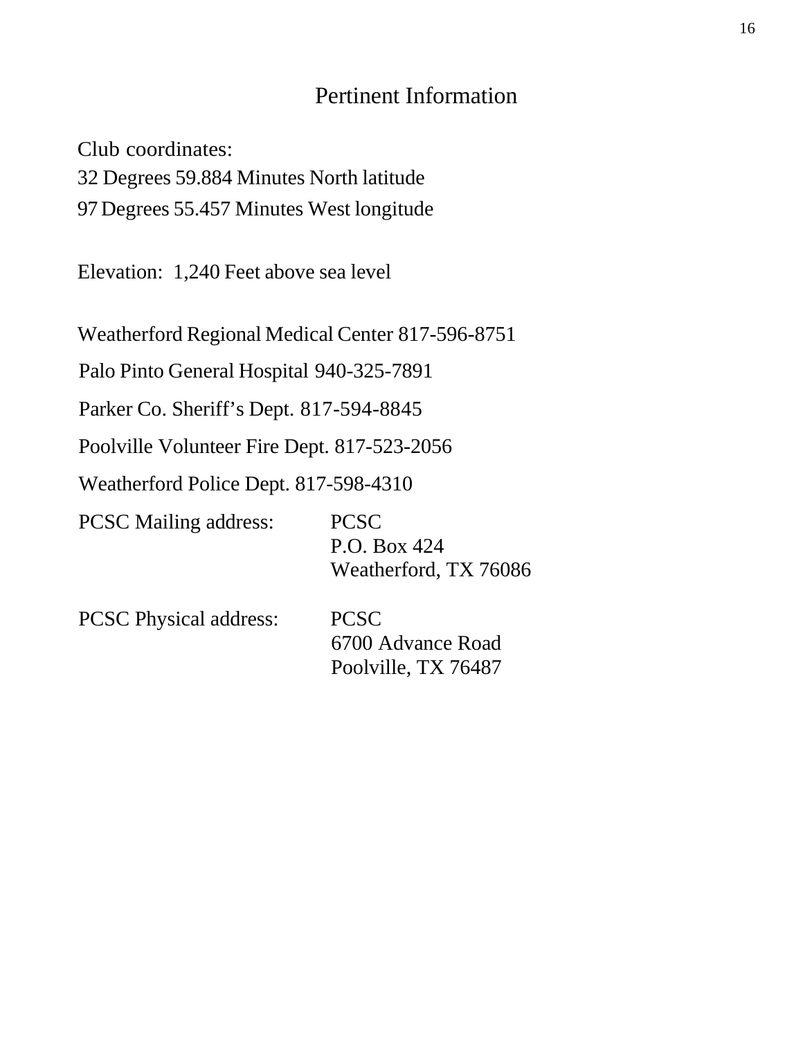# Pertinent Information

Club coordinates:
32 Degrees 59.884 Minutes North latitude
97 Degrees 55.457 Minutes West longitude

Elevation: 1,240 Feet above sea level

Weatherford Regional Medical Center 817-596-8751

Palo Pinto General Hospital 940-325-7891

Parker Co. Sheriff's Dept. 817-594-8845

Poolville Volunteer Fire Dept. 817-523-2056

Weatherford Police Dept. 817-598-4310

PCSC Mailing address:
PCSC
P.O. Box 424
Weatherford, TX 76086

PCSC Physical address:
PCSC
6700 Advance Road
Poolville, TX 76487